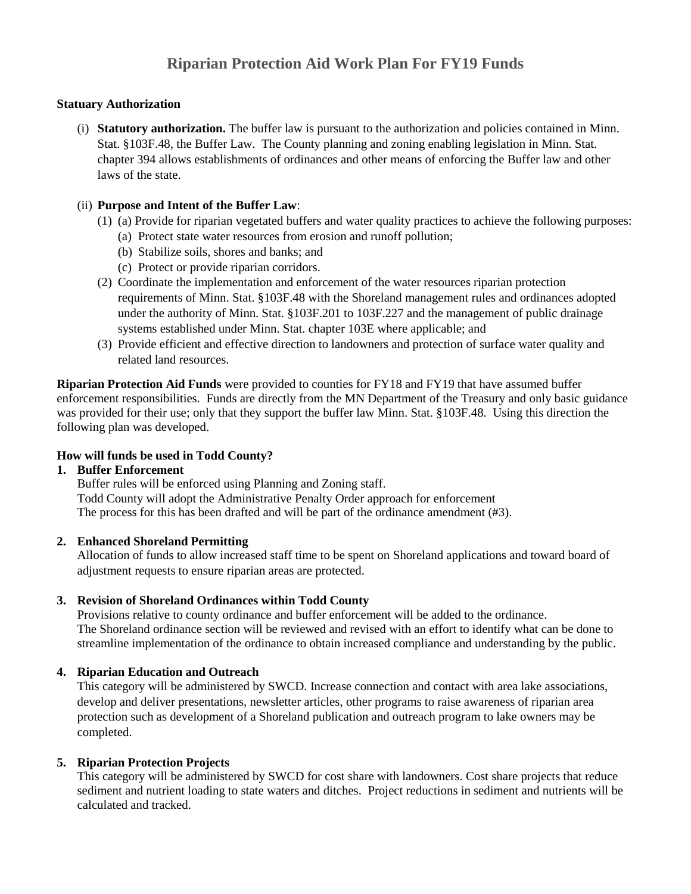# Riparian Protection Aid Work Plan For FY19 Funds

**Statuary Authorization**

(i) **Statutory authorization.** The buffer law is pursuant to the authorization and policies contained in Minn. Stat. §103F.48, the Buffer Law. The County planning and zoning enabling legislation in Minn. Stat. chapter 394 allows establishments of ordinances and other means of enforcing the Buffer law and other laws of the state.

(ii) **Purpose and Intent of the Buffer Law**:

(1) (a) Provide for riparian vegetated buffers and water quality practices to achieve the following purposes:
   (a) Protect state water resources from erosion and runoff pollution;
   (b) Stabilize soils, shores and banks; and
   (c) Protect or provide riparian corridors.

(2) Coordinate the implementation and enforcement of the water resources riparian protection requirements of Minn. Stat. §103F.48 with the Shoreland management rules and ordinances adopted under the authority of Minn. Stat. §103F.201 to 103F.227 and the management of public drainage systems established under Minn. Stat. chapter 103E where applicable; and

(3) Provide efficient and effective direction to landowners and protection of surface water quality and related land resources.

**Riparian Protection Aid Funds** were provided to counties for FY18 and FY19 that have assumed buffer enforcement responsibilities. Funds are directly from the MN Department of the Treasury and only basic guidance was provided for their use; only that they support the buffer law Minn. Stat. §103F.48. Using this direction the following plan was developed.

**How will funds be used in Todd County?**

1. **Buffer Enforcement**
   Buffer rules will be enforced using Planning and Zoning staff.
   Todd County will adopt the Administrative Penalty Order approach for enforcement
   The process for this has been drafted and will be part of the ordinance amendment (#3).

2. **Enhanced Shoreland Permitting**
   Allocation of funds to allow increased staff time to be spent on Shoreland applications and toward board of adjustment requests to ensure riparian areas are protected.

3. **Revision of Shoreland Ordinances within Todd County**
   Provisions relative to county ordinance and buffer enforcement will be added to the ordinance.
   The Shoreland ordinance section will be reviewed and revised with an effort to identify what can be done to streamline implementation of the ordinance to obtain increased compliance and understanding by the public.

4. **Riparian Education and Outreach**
   This category will be administered by SWCD. Increase connection and contact with area lake associations, develop and deliver presentations, newsletter articles, other programs to raise awareness of riparian area protection such as development of a Shoreland publication and outreach program to lake owners may be completed.

5. **Riparian Protection Projects**
   This category will be administered by SWCD for cost share with landowners. Cost share projects that reduce sediment and nutrient loading to state waters and ditches. Project reductions in sediment and nutrients will be calculated and tracked.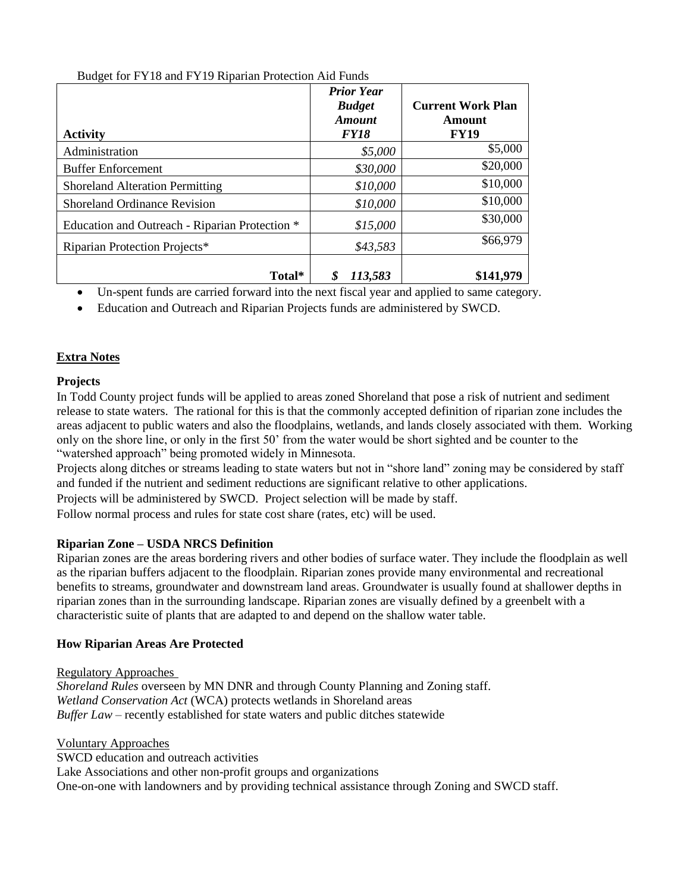Budget for FY18 and FY19 Riparian Protection Aid Funds

| Activity | *Prior Year Budget Amount FY18* | **Current Work Plan Amount FY19** |
|---|---|---|
| Administration | *$5,000* | $5,000 |
| Buffer Enforcement | *$30,000* | $20,000 |
| Shoreland Alteration Permitting | *$10,000* | $10,000 |
| Shoreland Ordinance Revision | *$10,000* | $10,000 |
| Education and Outreach - Riparian Protection * | *$15,000* | $30,000 |
| Riparian Protection Projects* | *$43,583* | $66,979 |
| **Total*** | ***$ 113,583*** | **$141,979** |

- Un-spent funds are carried forward into the next fiscal year and applied to same category.
- Education and Outreach and Riparian Projects funds are administered by SWCD.

## Extra Notes

### Projects

In Todd County project funds will be applied to areas zoned Shoreland that pose a risk of nutrient and sediment release to state waters. The rational for this is that the commonly accepted definition of riparian zone includes the areas adjacent to public waters and also the floodplains, wetlands, and lands closely associated with them. Working only on the shore line, or only in the first 50' from the water would be short sighted and be counter to the "watershed approach" being promoted widely in Minnesota.

Projects along ditches or streams leading to state waters but not in "shore land" zoning may be considered by staff and funded if the nutrient and sediment reductions are significant relative to other applications.

Projects will be administered by SWCD. Project selection will be made by staff.

Follow normal process and rules for state cost share (rates, etc) will be used.

### Riparian Zone – USDA NRCS Definition

Riparian zones are the areas bordering rivers and other bodies of surface water. They include the floodplain as well as the riparian buffers adjacent to the floodplain. Riparian zones provide many environmental and recreational benefits to streams, groundwater and downstream land areas. Groundwater is usually found at shallower depths in riparian zones than in the surrounding landscape. Riparian zones are visually defined by a greenbelt with a characteristic suite of plants that are adapted to and depend on the shallow water table.

### How Riparian Areas Are Protected

Regulatory Approaches

*Shoreland Rules* overseen by MN DNR and through County Planning and Zoning staff.

*Wetland Conservation Act* (WCA) protects wetlands in Shoreland areas

*Buffer Law* – recently established for state waters and public ditches statewide

Voluntary Approaches

SWCD education and outreach activities

Lake Associations and other non-profit groups and organizations

One-on-one with landowners and by providing technical assistance through Zoning and SWCD staff.